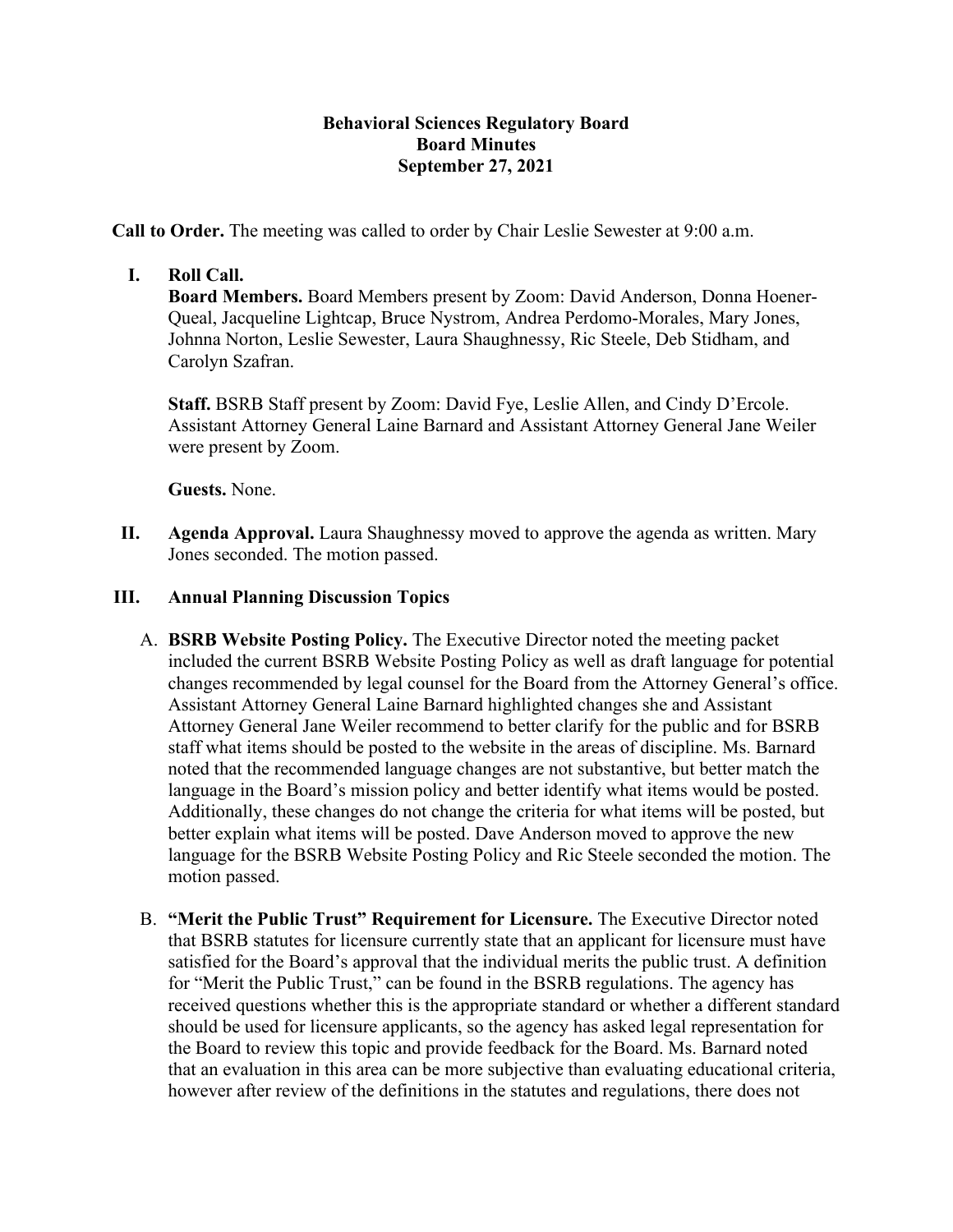**Behavioral Sciences Regulatory Board**
**Board Minutes**
**September 27, 2021**

**Call to Order.** The meeting was called to order by Chair Leslie Sewester at 9:00 a.m.

**I. Roll Call.**

**Board Members.** Board Members present by Zoom: David Anderson, Donna Hoener-Queal, Jacqueline Lightcap, Bruce Nystrom, Andrea Perdomo-Morales, Mary Jones, Johnna Norton, Leslie Sewester, Laura Shaughnessy, Ric Steele, Deb Stidham, and Carolyn Szafran.

**Staff.** BSRB Staff present by Zoom: David Fye, Leslie Allen, and Cindy D'Ercole. Assistant Attorney General Laine Barnard and Assistant Attorney General Jane Weiler were present by Zoom.

**Guests.** None.

**II. Agenda Approval.** Laura Shaughnessy moved to approve the agenda as written. Mary Jones seconded. The motion passed.

**III. Annual Planning Discussion Topics**

A. **BSRB Website Posting Policy.** The Executive Director noted the meeting packet included the current BSRB Website Posting Policy as well as draft language for potential changes recommended by legal counsel for the Board from the Attorney General's office. Assistant Attorney General Laine Barnard highlighted changes she and Assistant Attorney General Jane Weiler recommend to better clarify for the public and for BSRB staff what items should be posted to the website in the areas of discipline. Ms. Barnard noted that the recommended language changes are not substantive, but better match the language in the Board's mission policy and better identify what items would be posted. Additionally, these changes do not change the criteria for what items will be posted, but better explain what items will be posted. Dave Anderson moved to approve the new language for the BSRB Website Posting Policy and Ric Steele seconded the motion. The motion passed.

B. **"Merit the Public Trust" Requirement for Licensure.** The Executive Director noted that BSRB statutes for licensure currently state that an applicant for licensure must have satisfied for the Board's approval that the individual merits the public trust. A definition for "Merit the Public Trust," can be found in the BSRB regulations. The agency has received questions whether this is the appropriate standard or whether a different standard should be used for licensure applicants, so the agency has asked legal representation for the Board to review this topic and provide feedback for the Board. Ms. Barnard noted that an evaluation in this area can be more subjective than evaluating educational criteria, however after review of the definitions in the statutes and regulations, there does not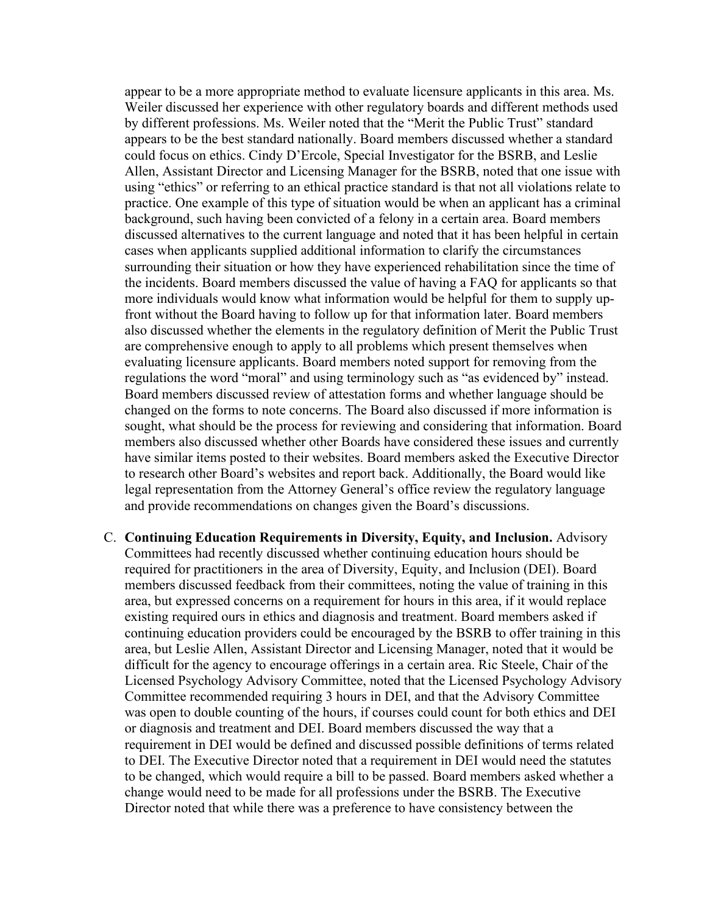appear to be a more appropriate method to evaluate licensure applicants in this area. Ms. Weiler discussed her experience with other regulatory boards and different methods used by different professions. Ms. Weiler noted that the "Merit the Public Trust" standard appears to be the best standard nationally. Board members discussed whether a standard could focus on ethics. Cindy D'Ercole, Special Investigator for the BSRB, and Leslie Allen, Assistant Director and Licensing Manager for the BSRB, noted that one issue with using "ethics" or referring to an ethical practice standard is that not all violations relate to practice. One example of this type of situation would be when an applicant has a criminal background, such having been convicted of a felony in a certain area. Board members discussed alternatives to the current language and noted that it has been helpful in certain cases when applicants supplied additional information to clarify the circumstances surrounding their situation or how they have experienced rehabilitation since the time of the incidents. Board members discussed the value of having a FAQ for applicants so that more individuals would know what information would be helpful for them to supply up-front without the Board having to follow up for that information later. Board members also discussed whether the elements in the regulatory definition of Merit the Public Trust are comprehensive enough to apply to all problems which present themselves when evaluating licensure applicants. Board members noted support for removing from the regulations the word "moral" and using terminology such as "as evidenced by" instead. Board members discussed review of attestation forms and whether language should be changed on the forms to note concerns. The Board also discussed if more information is sought, what should be the process for reviewing and considering that information. Board members also discussed whether other Boards have considered these issues and currently have similar items posted to their websites. Board members asked the Executive Director to research other Board's websites and report back. Additionally, the Board would like legal representation from the Attorney General's office review the regulatory language and provide recommendations on changes given the Board's discussions.

C. **Continuing Education Requirements in Diversity, Equity, and Inclusion.** Advisory Committees had recently discussed whether continuing education hours should be required for practitioners in the area of Diversity, Equity, and Inclusion (DEI). Board members discussed feedback from their committees, noting the value of training in this area, but expressed concerns on a requirement for hours in this area, if it would replace existing required ours in ethics and diagnosis and treatment. Board members asked if continuing education providers could be encouraged by the BSRB to offer training in this area, but Leslie Allen, Assistant Director and Licensing Manager, noted that it would be difficult for the agency to encourage offerings in a certain area. Ric Steele, Chair of the Licensed Psychology Advisory Committee, noted that the Licensed Psychology Advisory Committee recommended requiring 3 hours in DEI, and that the Advisory Committee was open to double counting of the hours, if courses could count for both ethics and DEI or diagnosis and treatment and DEI. Board members discussed the way that a requirement in DEI would be defined and discussed possible definitions of terms related to DEI. The Executive Director noted that a requirement in DEI would need the statutes to be changed, which would require a bill to be passed. Board members asked whether a change would need to be made for all professions under the BSRB. The Executive Director noted that while there was a preference to have consistency between the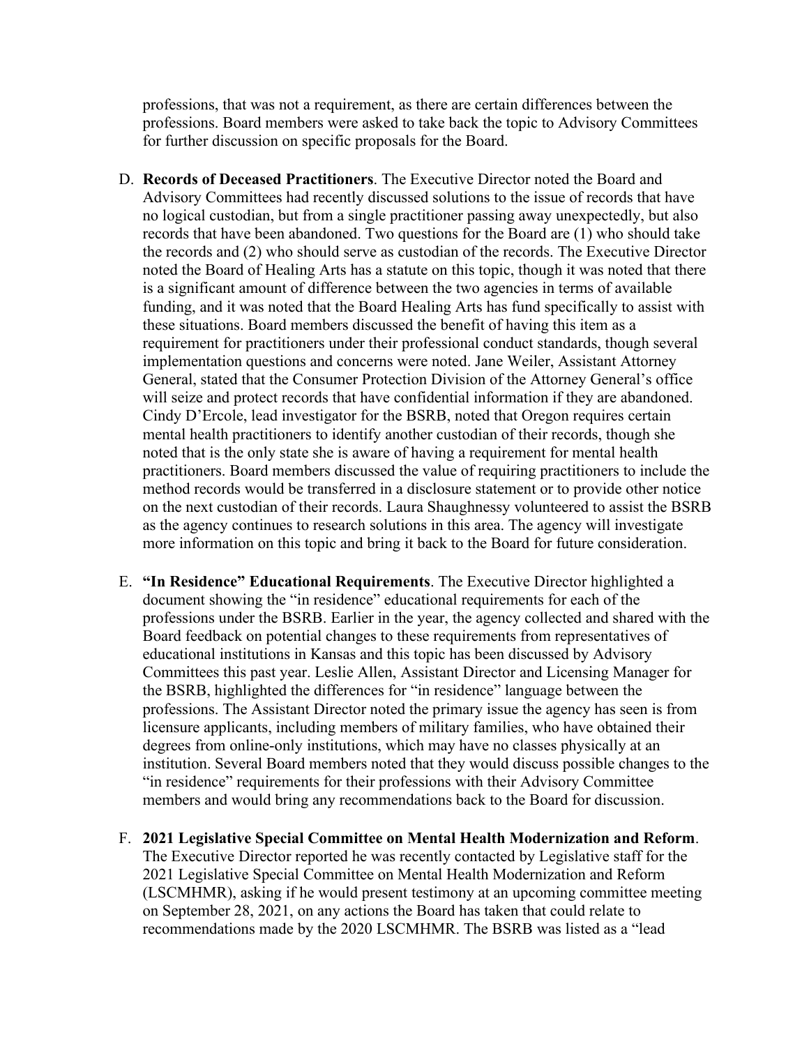professions, that was not a requirement, as there are certain differences between the professions. Board members were asked to take back the topic to Advisory Committees for further discussion on specific proposals for the Board.

D. **Records of Deceased Practitioners**. The Executive Director noted the Board and Advisory Committees had recently discussed solutions to the issue of records that have no logical custodian, but from a single practitioner passing away unexpectedly, but also records that have been abandoned. Two questions for the Board are (1) who should take the records and (2) who should serve as custodian of the records. The Executive Director noted the Board of Healing Arts has a statute on this topic, though it was noted that there is a significant amount of difference between the two agencies in terms of available funding, and it was noted that the Board Healing Arts has fund specifically to assist with these situations. Board members discussed the benefit of having this item as a requirement for practitioners under their professional conduct standards, though several implementation questions and concerns were noted. Jane Weiler, Assistant Attorney General, stated that the Consumer Protection Division of the Attorney General's office will seize and protect records that have confidential information if they are abandoned. Cindy D'Ercole, lead investigator for the BSRB, noted that Oregon requires certain mental health practitioners to identify another custodian of their records, though she noted that is the only state she is aware of having a requirement for mental health practitioners. Board members discussed the value of requiring practitioners to include the method records would be transferred in a disclosure statement or to provide other notice on the next custodian of their records. Laura Shaughnessy volunteered to assist the BSRB as the agency continues to research solutions in this area. The agency will investigate more information on this topic and bring it back to the Board for future consideration.

E. **"In Residence" Educational Requirements**. The Executive Director highlighted a document showing the "in residence" educational requirements for each of the professions under the BSRB. Earlier in the year, the agency collected and shared with the Board feedback on potential changes to these requirements from representatives of educational institutions in Kansas and this topic has been discussed by Advisory Committees this past year. Leslie Allen, Assistant Director and Licensing Manager for the BSRB, highlighted the differences for "in residence" language between the professions. The Assistant Director noted the primary issue the agency has seen is from licensure applicants, including members of military families, who have obtained their degrees from online-only institutions, which may have no classes physically at an institution. Several Board members noted that they would discuss possible changes to the "in residence" requirements for their professions with their Advisory Committee members and would bring any recommendations back to the Board for discussion.

F. **2021 Legislative Special Committee on Mental Health Modernization and Reform**. The Executive Director reported he was recently contacted by Legislative staff for the 2021 Legislative Special Committee on Mental Health Modernization and Reform (LSCMHMR), asking if he would present testimony at an upcoming committee meeting on September 28, 2021, on any actions the Board has taken that could relate to recommendations made by the 2020 LSCMHMR. The BSRB was listed as a "lead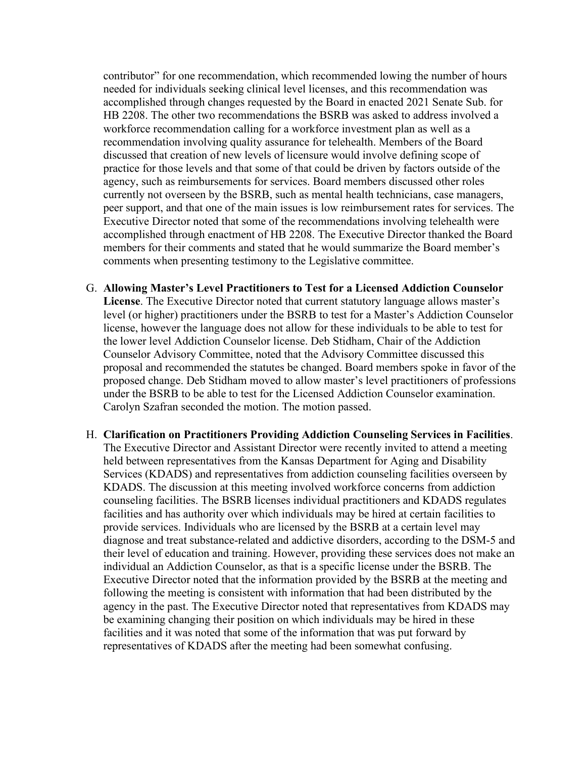contributor" for one recommendation, which recommended lowing the number of hours needed for individuals seeking clinical level licenses, and this recommendation was accomplished through changes requested by the Board in enacted 2021 Senate Sub. for HB 2208. The other two recommendations the BSRB was asked to address involved a workforce recommendation calling for a workforce investment plan as well as a recommendation involving quality assurance for telehealth. Members of the Board discussed that creation of new levels of licensure would involve defining scope of practice for those levels and that some of that could be driven by factors outside of the agency, such as reimbursements for services. Board members discussed other roles currently not overseen by the BSRB, such as mental health technicians, case managers, peer support, and that one of the main issues is low reimbursement rates for services. The Executive Director noted that some of the recommendations involving telehealth were accomplished through enactment of HB 2208. The Executive Director thanked the Board members for their comments and stated that he would summarize the Board member's comments when presenting testimony to the Legislative committee.

G. **Allowing Master's Level Practitioners to Test for a Licensed Addiction Counselor License**. The Executive Director noted that current statutory language allows master's level (or higher) practitioners under the BSRB to test for a Master's Addiction Counselor license, however the language does not allow for these individuals to be able to test for the lower level Addiction Counselor license. Deb Stidham, Chair of the Addiction Counselor Advisory Committee, noted that the Advisory Committee discussed this proposal and recommended the statutes be changed. Board members spoke in favor of the proposed change. Deb Stidham moved to allow master's level practitioners of professions under the BSRB to be able to test for the Licensed Addiction Counselor examination. Carolyn Szafran seconded the motion. The motion passed.

H. **Clarification on Practitioners Providing Addiction Counseling Services in Facilities**. The Executive Director and Assistant Director were recently invited to attend a meeting held between representatives from the Kansas Department for Aging and Disability Services (KDADS) and representatives from addiction counseling facilities overseen by KDADS. The discussion at this meeting involved workforce concerns from addiction counseling facilities. The BSRB licenses individual practitioners and KDADS regulates facilities and has authority over which individuals may be hired at certain facilities to provide services. Individuals who are licensed by the BSRB at a certain level may diagnose and treat substance-related and addictive disorders, according to the DSM-5 and their level of education and training. However, providing these services does not make an individual an Addiction Counselor, as that is a specific license under the BSRB. The Executive Director noted that the information provided by the BSRB at the meeting and following the meeting is consistent with information that had been distributed by the agency in the past. The Executive Director noted that representatives from KDADS may be examining changing their position on which individuals may be hired in these facilities and it was noted that some of the information that was put forward by representatives of KDADS after the meeting had been somewhat confusing.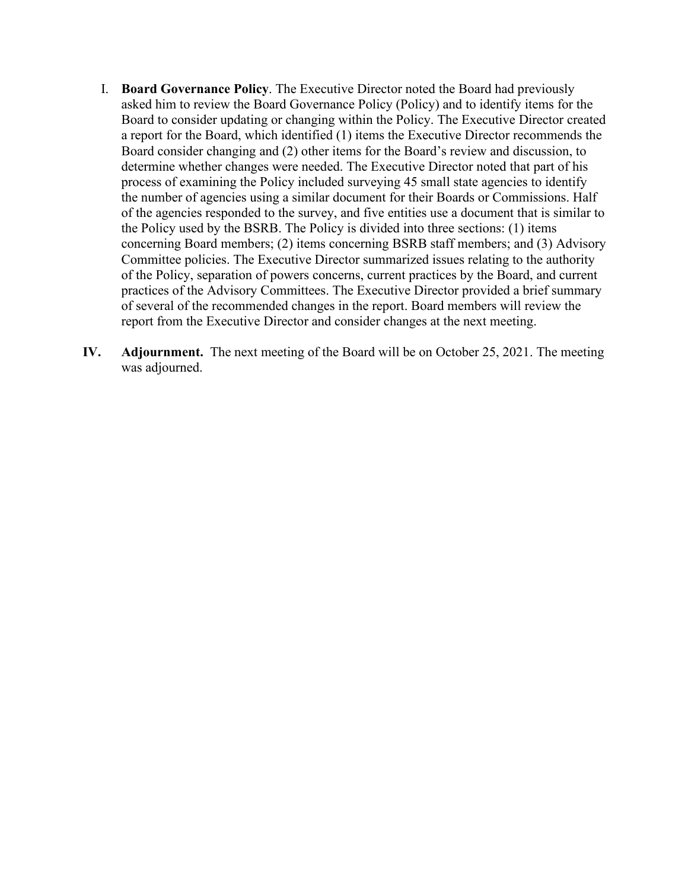I. **Board Governance Policy**. The Executive Director noted the Board had previously asked him to review the Board Governance Policy (Policy) and to identify items for the Board to consider updating or changing within the Policy. The Executive Director created a report for the Board, which identified (1) items the Executive Director recommends the Board consider changing and (2) other items for the Board's review and discussion, to determine whether changes were needed. The Executive Director noted that part of his process of examining the Policy included surveying 45 small state agencies to identify the number of agencies using a similar document for their Boards or Commissions. Half of the agencies responded to the survey, and five entities use a document that is similar to the Policy used by the BSRB. The Policy is divided into three sections: (1) items concerning Board members; (2) items concerning BSRB staff members; and (3) Advisory Committee policies. The Executive Director summarized issues relating to the authority of the Policy, separation of powers concerns, current practices by the Board, and current practices of the Advisory Committees. The Executive Director provided a brief summary of several of the recommended changes in the report. Board members will review the report from the Executive Director and consider changes at the next meeting.

**IV. Adjournment.** The next meeting of the Board will be on October 25, 2021. The meeting was adjourned.